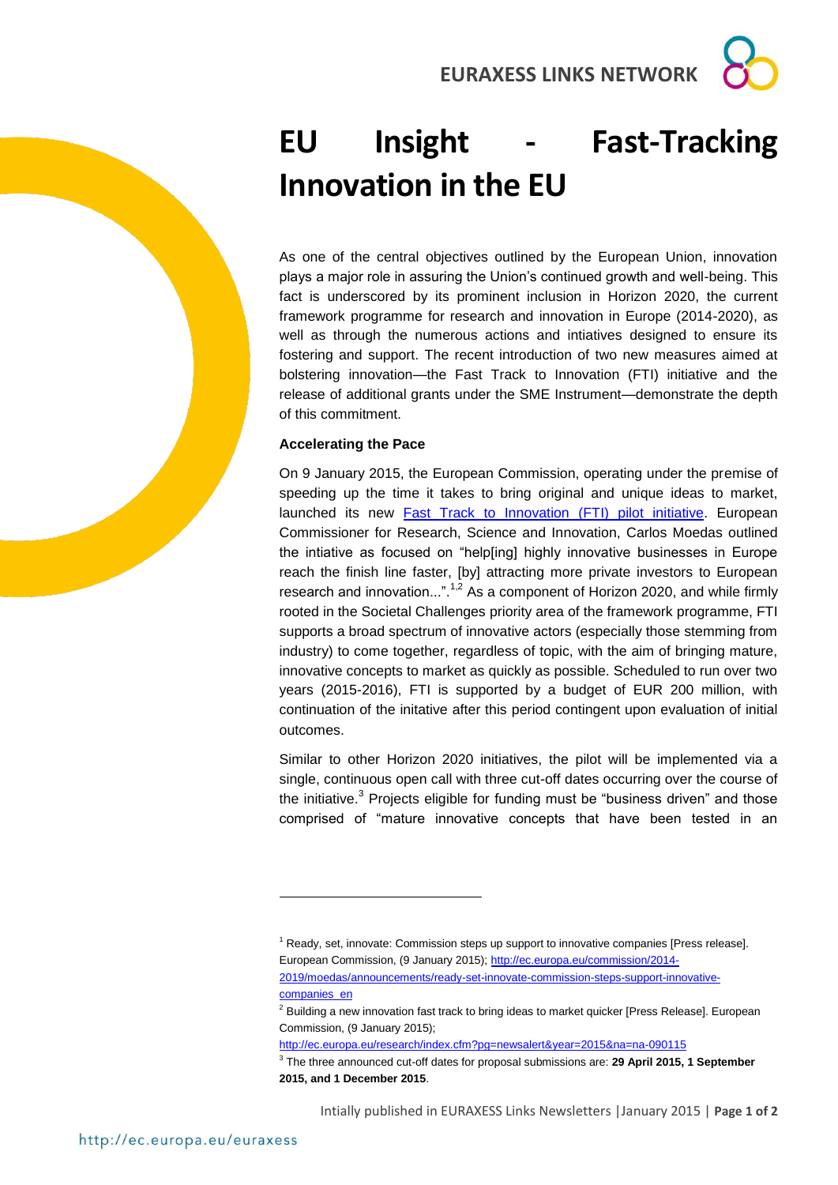# EU Insight - Fast-Tracking Innovation in the EU

As one of the central objectives outlined by the European Union, innovation plays a major role in assuring the Union's continued growth and well-being. This fact is underscored by its prominent inclusion in Horizon 2020, the current framework programme for research and innovation in Europe (2014-2020), as well as through the numerous actions and intiatives designed to ensure its fostering and support. The recent introduction of two new measures aimed at bolstering innovation—the Fast Track to Innovation (FTI) initiative and the release of additional grants under the SME Instrument—demonstrate the depth of this commitment.

**Accelerating the Pace**

On 9 January 2015, the European Commission, operating under the premise of speeding up the time it takes to bring original and unique ideas to market, launched its new [Fast Track to Innovation (FTI) pilot initiative](). European Commissioner for Research, Science and Innovation, Carlos Moedas outlined the intiative as focused on "help[ing] highly innovative businesses in Europe reach the finish line faster, [by] attracting more private investors to European research and innovation...".[1,2] As a component of Horizon 2020, and while firmly rooted in the Societal Challenges priority area of the framework programme, FTI supports a broad spectrum of innovative actors (especially those stemming from industry) to come together, regardless of topic, with the aim of bringing mature, innovative concepts to market as quickly as possible. Scheduled to run over two years (2015-2016), FTI is supported by a budget of EUR 200 million, with continuation of the initative after this period contingent upon evaluation of initial outcomes.

Similar to other Horizon 2020 initiatives, the pilot will be implemented via a single, continuous open call with three cut-off dates occurring over the course of the initiative.[3] Projects eligible for funding must be "business driven" and those comprised of "mature innovative concepts that have been tested in an

---

[1] Ready, set, innovate: Commission steps up support to innovative companies [Press release]. European Commission, (9 January 2015); http://ec.europa.eu/commission/2014-2019/moedas/announcements/ready-set-innovate-commission-steps-support-innovative-companies_en

[2] Building a new innovation fast track to bring ideas to market quicker [Press Release]. European Commission, (9 January 2015); http://ec.europa.eu/research/index.cfm?pg=newsalert&year=2015&na=na-090115

[3] The three announced cut-off dates for proposal submissions are: **29 April 2015, 1 September 2015, and 1 December 2015**.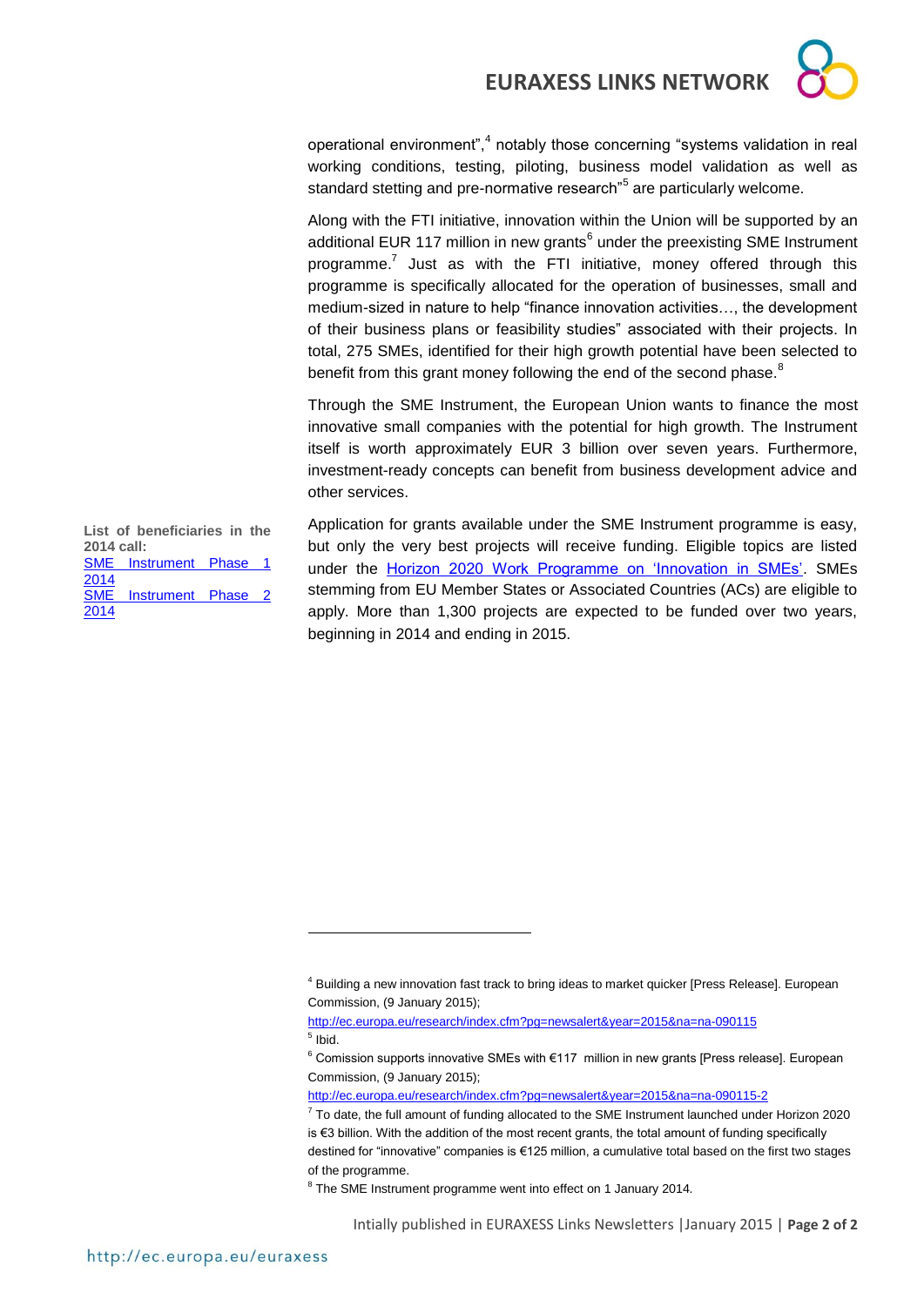operational environment",[4] notably those concerning "systems validation in real working conditions, testing, piloting, business model validation as well as standard stetting and pre-normative research"[5] are particularly welcome.

Along with the FTI initiative, innovation within the Union will be supported by an additional EUR 117 million in new grants[6] under the preexisting SME Instrument programme.[7] Just as with the FTI initiative, money offered through this programme is specifically allocated for the operation of businesses, small and medium-sized in nature to help "finance innovation activities…, the development of their business plans or feasibility studies" associated with their projects. In total, 275 SMEs, identified for their high growth potential have been selected to benefit from this grant money following the end of the second phase.[8]

Through the SME Instrument, the European Union wants to finance the most innovative small companies with the potential for high growth. The Instrument itself is worth approximately EUR 3 billion over seven years. Furthermore, investment-ready concepts can benefit from business development advice and other services.

**List of beneficiaries in the 2014 call:**
[SME Instrument Phase 1 2014]
[SME Instrument Phase 2 2014]

Application for grants available under the SME Instrument programme is easy, but only the very best projects will receive funding. Eligible topics are listed under the Horizon 2020 Work Programme on 'Innovation in SMEs'. SMEs stemming from EU Member States or Associated Countries (ACs) are eligible to apply. More than 1,300 projects are expected to be funded over two years, beginning in 2014 and ending in 2015.

---

[4] Building a new innovation fast track to bring ideas to market quicker [Press Release]. European Commission, (9 January 2015); http://ec.europa.eu/research/index.cfm?pg=newsalert&year=2015&na=na-090115

[5] Ibid.

[6] Comission supports innovative SMEs with €117 million in new grants [Press release]. European Commission, (9 January 2015); http://ec.europa.eu/research/index.cfm?pg=newsalert&year=2015&na=na-090115-2

[7] To date, the full amount of funding allocated to the SME Instrument launched under Horizon 2020 is €3 billion. With the addition of the most recent grants, the total amount of funding specifically destined for "innovative" companies is €125 million, a cumulative total based on the first two stages of the programme.

[8] The SME Instrument programme went into effect on 1 January 2014.

Intially published in EURAXESS Links Newsletters |January 2015